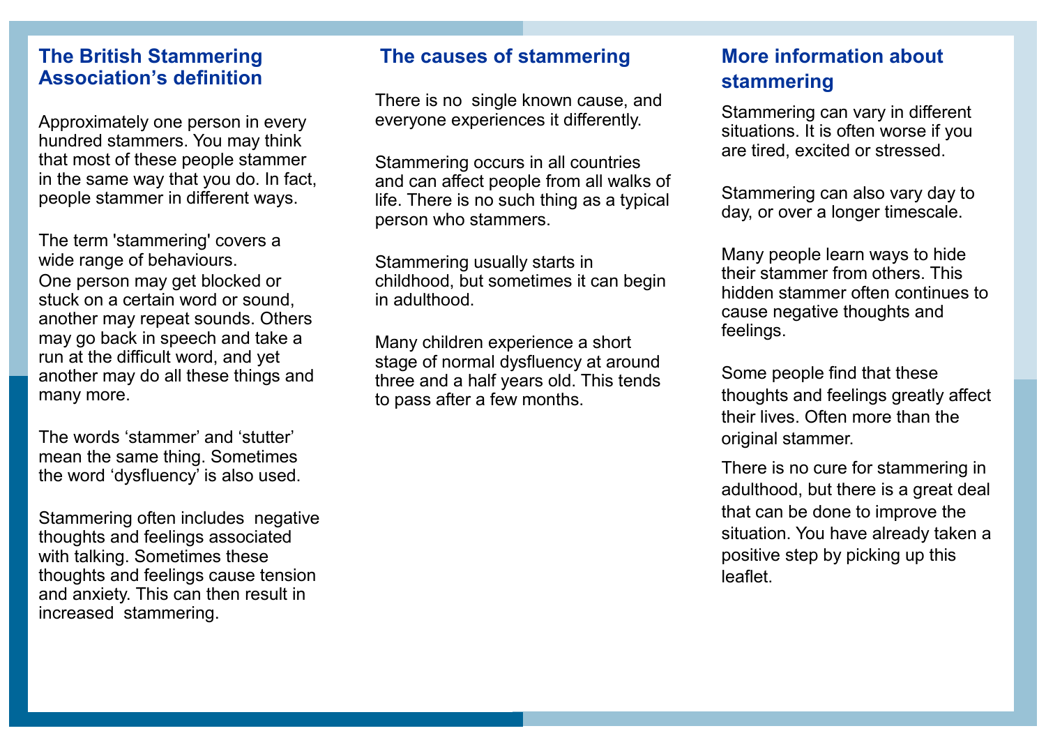## The British Stammering Association's definition

Approximately one person in every hundred stammers. You may think that most of these people stammer in the same way that you do. In fact, people stammer in different ways.

The term 'stammering' covers a wide range of behaviours. One person may get blocked or stuck on a certain word or sound, another may repeat sounds. Others may go back in speech and take a run at the difficult word, and yet another may do all these things and many more.

The words 'stammer' and 'stutter' mean the same thing. Sometimes the word 'dysfluency' is also used.

Stammering often includes negative thoughts and feelings associated with talking. Sometimes these thoughts and feelings cause tension and anxiety. This can then result in increased stammering.

## The causes of stammering

There is no single known cause, and everyone experiences it differently.

Stammering occurs in all countries and can affect people from all walks of life. There is no such thing as a typical person who stammers.

Stammering usually starts in childhood, but sometimes it can begin in adulthood.

Many children experience a short stage of normal dysfluency at around three and a half years old. This tends to pass after a few months.

## More information about stammering

Stammering can vary in different situations. It is often worse if you are tired, excited or stressed.

Stammering can also vary day to day, or over a longer timescale.

Many people learn ways to hide their stammer from others. This hidden stammer often continues to cause negative thoughts and feelings.

Some people find that these thoughts and feelings greatly affect their lives. Often more than the original stammer.

There is no cure for stammering in adulthood, but there is a great deal that can be done to improve the situation. You have already taken a positive step by picking up this leaflet.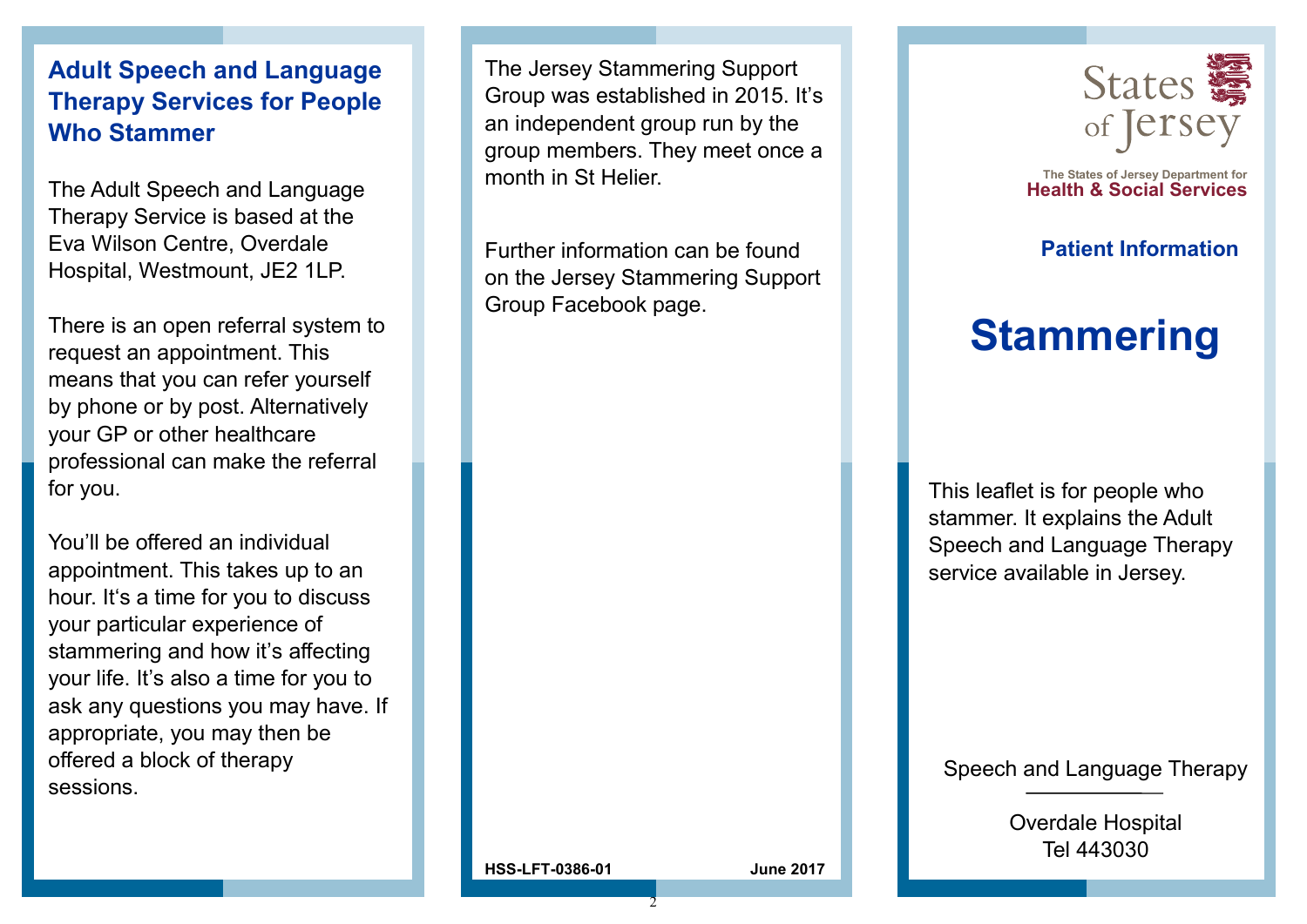## Adult Speech and Language Therapy Services for People Who Stammer

The Adult Speech and Language Therapy Service is based at the Eva Wilson Centre, Overdale Hospital, Westmount, JE2 1LP.

There is an open referral system to request an appointment. This means that you can refer yourself by phone or by post. Alternatively your GP or other healthcare professional can make the referral for you.

You'll be offered an individual appointment. This takes up to an hour. It's a time for you to discuss your particular experience of stammering and how it's affecting your life. It's also a time for you to ask any questions you may have. If appropriate, you may then be offered a block of therapy sessions.

The Jersey Stammering Support Group was established in 2015. It's an independent group run by the group members. They meet once a month in St Helier.

Further information can be found on the Jersey Stammering Support Group Facebook page.

**HSS-LFT-0386-01** **June 2017**

States of Jersey

The States of Jersey Department for
**Health & Social Services**

**Patient Information**

# Stammering

This leaflet is for people who stammer. It explains the Adult Speech and Language Therapy service available in Jersey.

Speech and Language Therapy

Overdale Hospital
Tel 443030